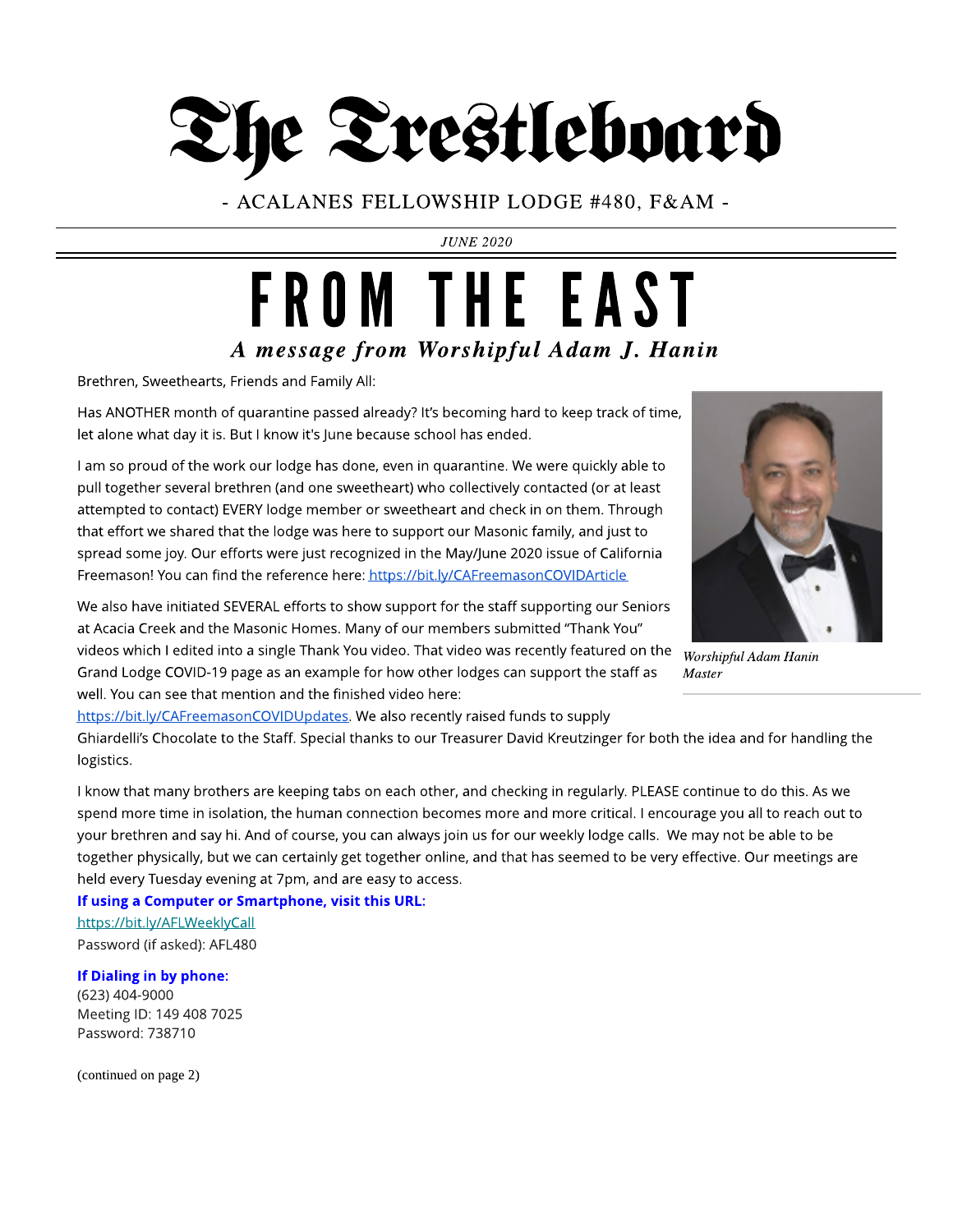# The Trestleboard

- ACALANES FELLOWSHIP LODGE #480, F&AM -

*JUNE 2020*

# FROM THE EAST

## *A message from Worshipful Adam J. Hanin*

Brethren, Sweethearts, Friends and Family All:

Has ANOTHER month of quarantine passed already? It's becoming hard to keep track of time, let alone what day it is. But I know it's June because school has ended.

I am so proud of the work our lodge has done, even in quarantine. We were quickly able to pull together several brethren (and one sweetheart) who collectively contacted (or at least attempted to contact) EVERY lodge member or sweetheart and check in on them. Through that effort we shared that the lodge was here to support our Masonic family, and just to spread some joy. Our efforts were just recognized in the May/June 2020 issue of California Freemason! You can find the reference here: https://bit.ly/CAFreemasonCOVIDArticle

*Worshipful Adam Hanin*
*Master*

We also have initiated SEVERAL efforts to show support for the staff supporting our Seniors at Acacia Creek and the Masonic Homes. Many of our members submitted "Thank You" videos which I edited into a single Thank You video. That video was recently featured on the Grand Lodge COVID-19 page as an example for how other lodges can support the staff as well. You can see that mention and the finished video here: https://bit.ly/CAFreemasonCOVIDUpdates. We also recently raised funds to supply Ghiardelli's Chocolate to the Staff. Special thanks to our Treasurer David Kreutzinger for both the idea and for handling the logistics.

I know that many brothers are keeping tabs on each other, and checking in regularly. PLEASE continue to do this. As we spend more time in isolation, the human connection becomes more and more critical. I encourage you all to reach out to your brethren and say hi. And of course, you can always join us for our weekly lodge calls. We may not be able to be together physically, but we can certainly get together online, and that has seemed to be very effective. Our meetings are held every Tuesday evening at 7pm, and are easy to access.

**If using a Computer or Smartphone, visit this URL:**
https://bit.ly/AFLWeeklyCall
Password (if asked): AFL480

**If Dialing in by phone:**
(623) 404-9000
Meeting ID: 149 408 7025
Password: 738710

(continued on page 2)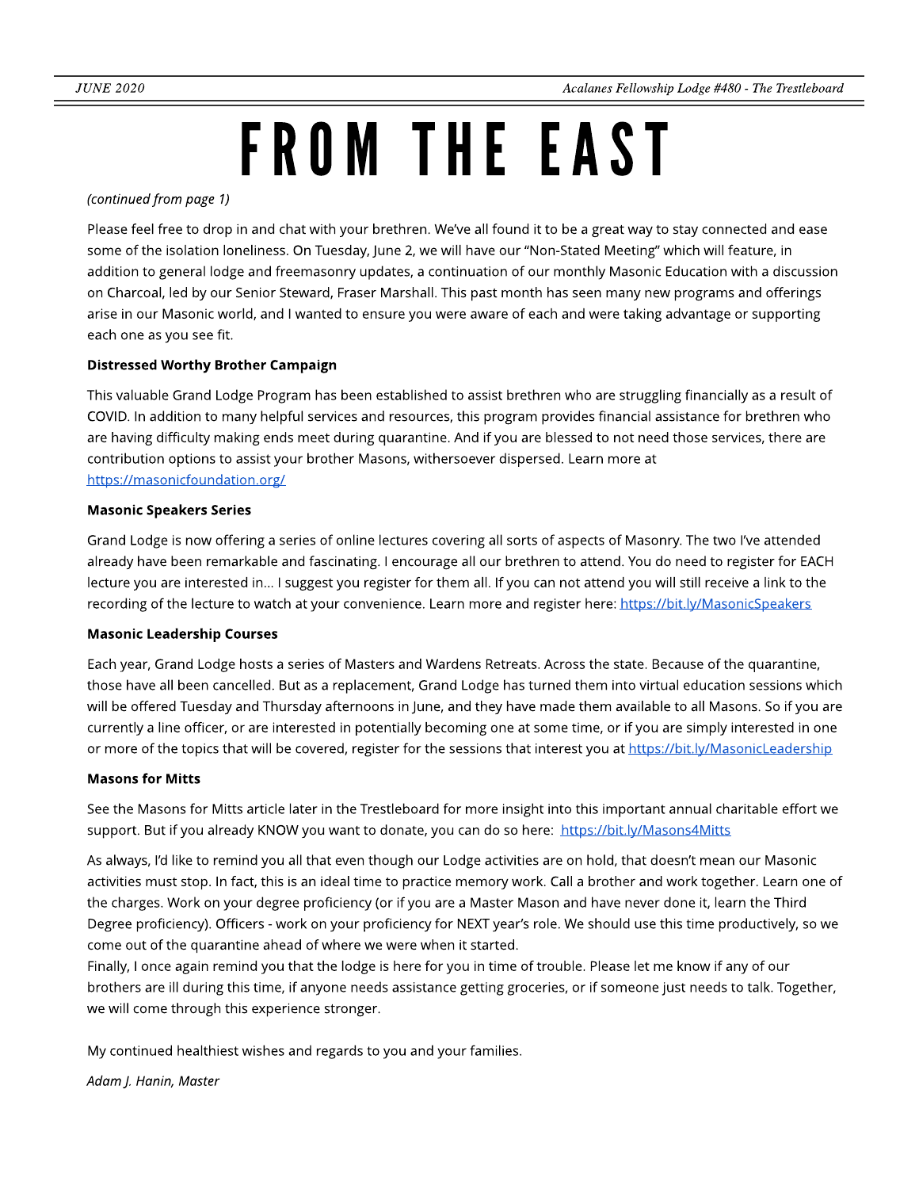# FROM THE EAST

*(continued from page 1)*

Please feel free to drop in and chat with your brethren. We've all found it to be a great way to stay connected and ease some of the isolation loneliness. On Tuesday, June 2, we will have our "Non-Stated Meeting" which will feature, in addition to general lodge and freemasonry updates, a continuation of our monthly Masonic Education with a discussion on Charcoal, led by our Senior Steward, Fraser Marshall. This past month has seen many new programs and offerings arise in our Masonic world, and I wanted to ensure you were aware of each and were taking advantage or supporting each one as you see fit.

**Distressed Worthy Brother Campaign**

This valuable Grand Lodge Program has been established to assist brethren who are struggling financially as a result of COVID. In addition to many helpful services and resources, this program provides financial assistance for brethren who are having difficulty making ends meet during quarantine. And if you are blessed to not need those services, there are contribution options to assist your brother Masons, withersoever dispersed. Learn more at https://masonicfoundation.org/

**Masonic Speakers Series**

Grand Lodge is now offering a series of online lectures covering all sorts of aspects of Masonry. The two I've attended already have been remarkable and fascinating. I encourage all our brethren to attend. You do need to register for EACH lecture you are interested in… I suggest you register for them all. If you can not attend you will still receive a link to the recording of the lecture to watch at your convenience. Learn more and register here: https://bit.ly/MasonicSpeakers

**Masonic Leadership Courses**

Each year, Grand Lodge hosts a series of Masters and Wardens Retreats. Across the state. Because of the quarantine, those have all been cancelled. But as a replacement, Grand Lodge has turned them into virtual education sessions which will be offered Tuesday and Thursday afternoons in June, and they have made them available to all Masons. So if you are currently a line officer, or are interested in potentially becoming one at some time, or if you are simply interested in one or more of the topics that will be covered, register for the sessions that interest you at https://bit.ly/MasonicLeadership

**Masons for Mitts**

See the Masons for Mitts article later in the Trestleboard for more insight into this important annual charitable effort we support. But if you already KNOW you want to donate, you can do so here: https://bit.ly/Masons4Mitts

As always, I'd like to remind you all that even though our Lodge activities are on hold, that doesn't mean our Masonic activities must stop. In fact, this is an ideal time to practice memory work. Call a brother and work together. Learn one of the charges. Work on your degree proficiency (or if you are a Master Mason and have never done it, learn the Third Degree proficiency). Officers - work on your proficiency for NEXT year's role. We should use this time productively, so we come out of the quarantine ahead of where we were when it started.

Finally, I once again remind you that the lodge is here for you in time of trouble. Please let me know if any of our brothers are ill during this time, if anyone needs assistance getting groceries, or if someone just needs to talk. Together, we will come through this experience stronger.

My continued healthiest wishes and regards to you and your families.

*Adam J. Hanin, Master*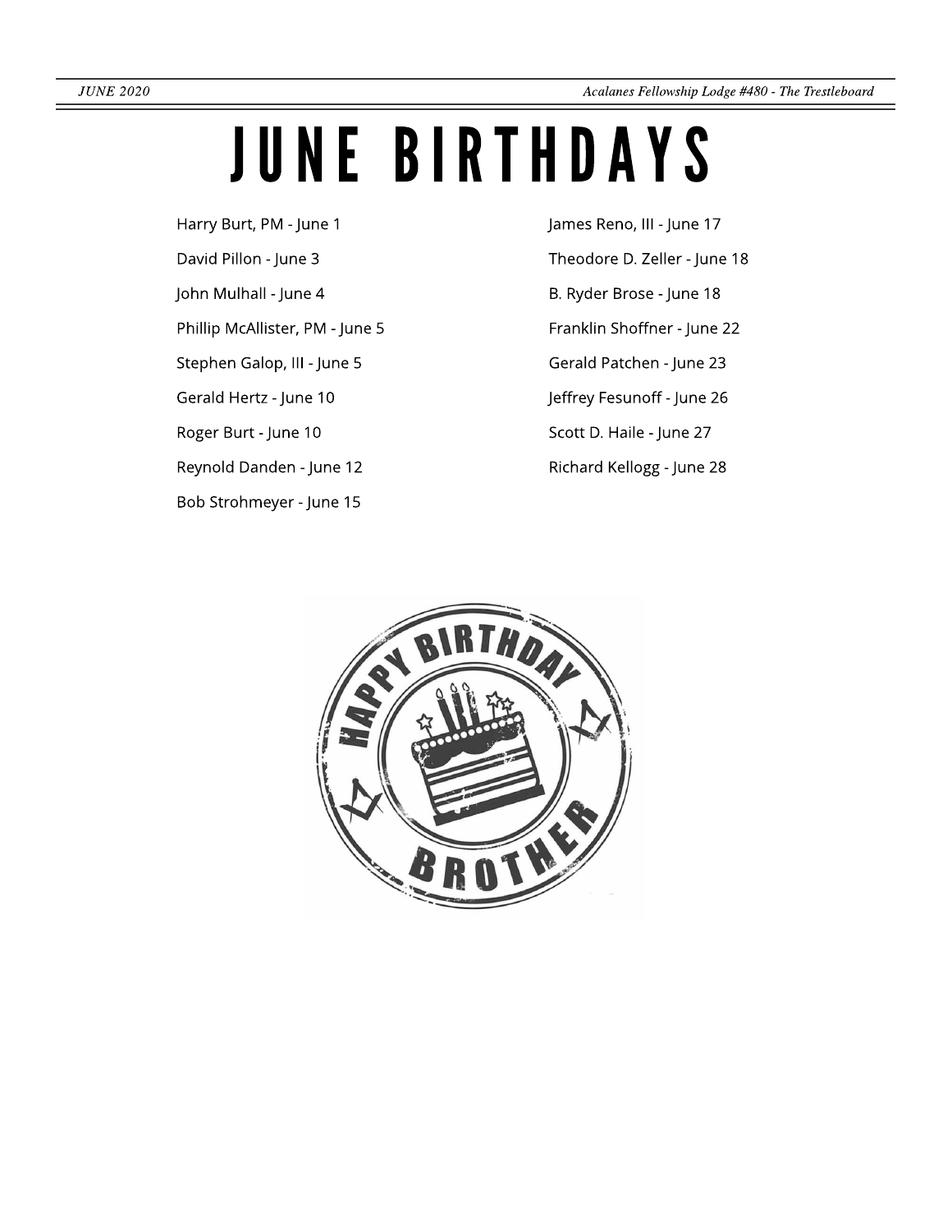# JUNE BIRTHDAYS

Harry Burt, PM - June 1

David Pillon - June 3

John Mulhall - June 4

Phillip McAllister, PM - June 5

Stephen Galop, III - June 5

Gerald Hertz - June 10

Roger Burt - June 10

Reynold Danden - June 12

Bob Strohmeyer - June 15

James Reno, III - June 17

Theodore D. Zeller - June 18

B. Ryder Brose - June 18

Franklin Shoffner - June 22

Gerald Patchen - June 23

Jeffrey Fesunoff - June 26

Scott D. Haile - June 27

Richard Kellogg - June 28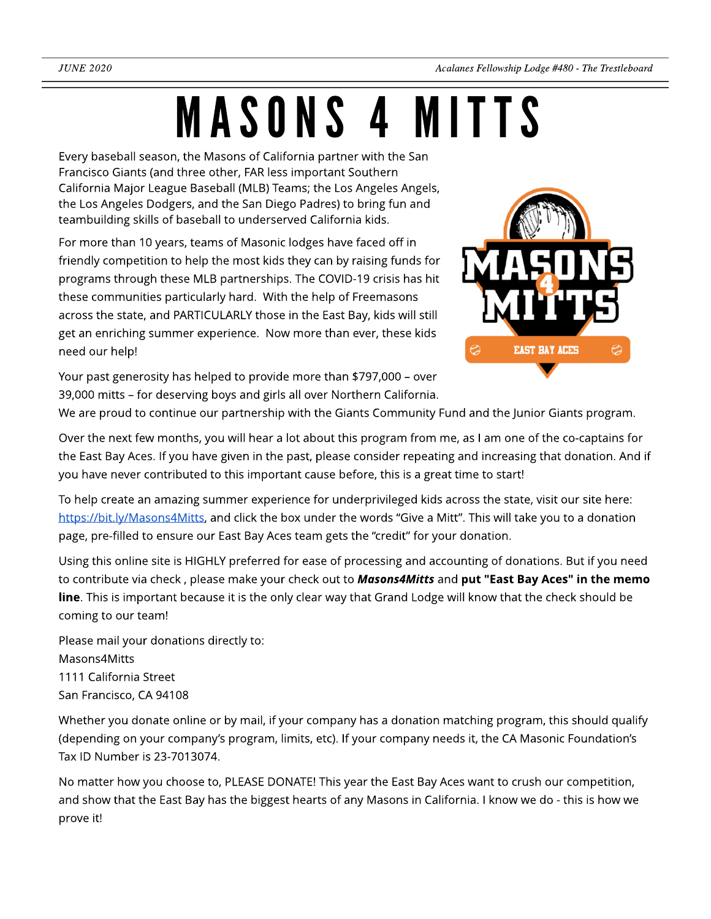# MASONS 4 MITTS

Every baseball season, the Masons of California partner with the San Francisco Giants (and three other, FAR less important Southern California Major League Baseball (MLB) Teams; the Los Angeles Angels, the Los Angeles Dodgers, and the San Diego Padres) to bring fun and teambuilding skills of baseball to underserved California kids.

For more than 10 years, teams of Masonic lodges have faced off in friendly competition to help the most kids they can by raising funds for programs through these MLB partnerships. The COVID-19 crisis has hit these communities particularly hard. With the help of Freemasons across the state, and PARTICULARLY those in the East Bay, kids will still get an enriching summer experience. Now more than ever, these kids need our help!

Your past generosity has helped to provide more than $797,000 – over 39,000 mitts – for deserving boys and girls all over Northern California. We are proud to continue our partnership with the Giants Community Fund and the Junior Giants program.

Over the next few months, you will hear a lot about this program from me, as I am one of the co-captains for the East Bay Aces. If you have given in the past, please consider repeating and increasing that donation. And if you have never contributed to this important cause before, this is a great time to start!

To help create an amazing summer experience for underprivileged kids across the state, visit our site here: https://bit.ly/Masons4Mitts, and click the box under the words "Give a Mitt". This will take you to a donation page, pre-filled to ensure our East Bay Aces team gets the "credit" for your donation.

Using this online site is HIGHLY preferred for ease of processing and accounting of donations. But if you need to contribute via check , please make your check out to ***Masons4Mitts*** and **put "East Bay Aces" in the memo line**. This is important because it is the only clear way that Grand Lodge will know that the check should be coming to our team!

Please mail your donations directly to:
Masons4Mitts
1111 California Street
San Francisco, CA 94108

Whether you donate online or by mail, if your company has a donation matching program, this should qualify (depending on your company's program, limits, etc). If your company needs it, the CA Masonic Foundation's Tax ID Number is 23-7013074.

No matter how you choose to, PLEASE DONATE! This year the East Bay Aces want to crush our competition, and show that the East Bay has the biggest hearts of any Masons in California. I know we do - this is how we prove it!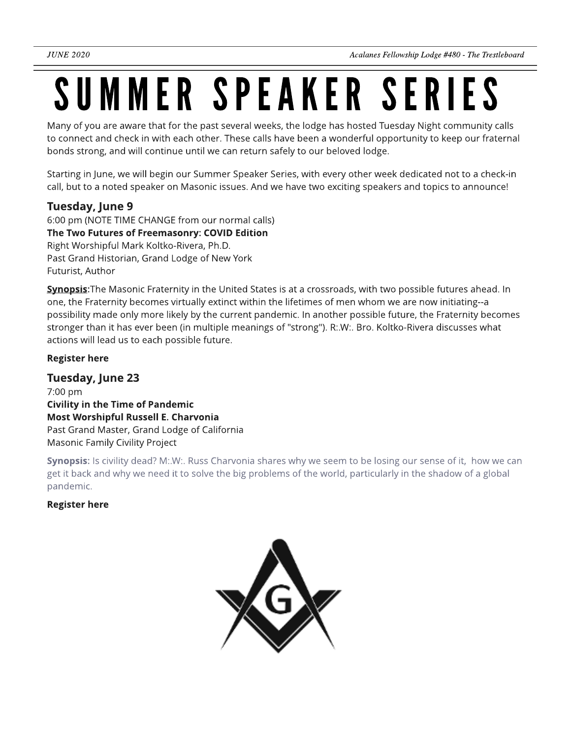# SUMMER SPEAKER SERIES

Many of you are aware that for the past several weeks, the lodge has hosted Tuesday Night community calls to connect and check in with each other. These calls have been a wonderful opportunity to keep our fraternal bonds strong, and will continue until we can return safely to our beloved lodge.

Starting in June, we will begin our Summer Speaker Series, with every other week dedicated not to a check-in call, but to a noted speaker on Masonic issues. And we have two exciting speakers and topics to announce!

### Tuesday, June 9

6:00 pm (NOTE TIME CHANGE from our normal calls)
**The Two Futures of Freemasonry: COVID Edition**
Right Worshipful Mark Koltko-Rivera, Ph.D.
Past Grand Historian, Grand Lodge of New York
Futurist, Author

**Synopsis**:The Masonic Fraternity in the United States is at a crossroads, with two possible futures ahead. In one, the Fraternity becomes virtually extinct within the lifetimes of men whom we are now initiating--a possibility made only more likely by the current pandemic. In another possible future, the Fraternity becomes stronger than it has ever been (in multiple meanings of "strong"). R:.W:. Bro. Koltko-Rivera discusses what actions will lead us to each possible future.

**Register here**

### Tuesday, June 23

7:00 pm
**Civility in the Time of Pandemic**
**Most Worshipful Russell E. Charvonia**
Past Grand Master, Grand Lodge of California
Masonic Family Civility Project

**Synopsis:** Is civility dead? M:.W:. Russ Charvonia shares why we seem to be losing our sense of it, how we can get it back and why we need it to solve the big problems of the world, particularly in the shadow of a global pandemic.

**Register here**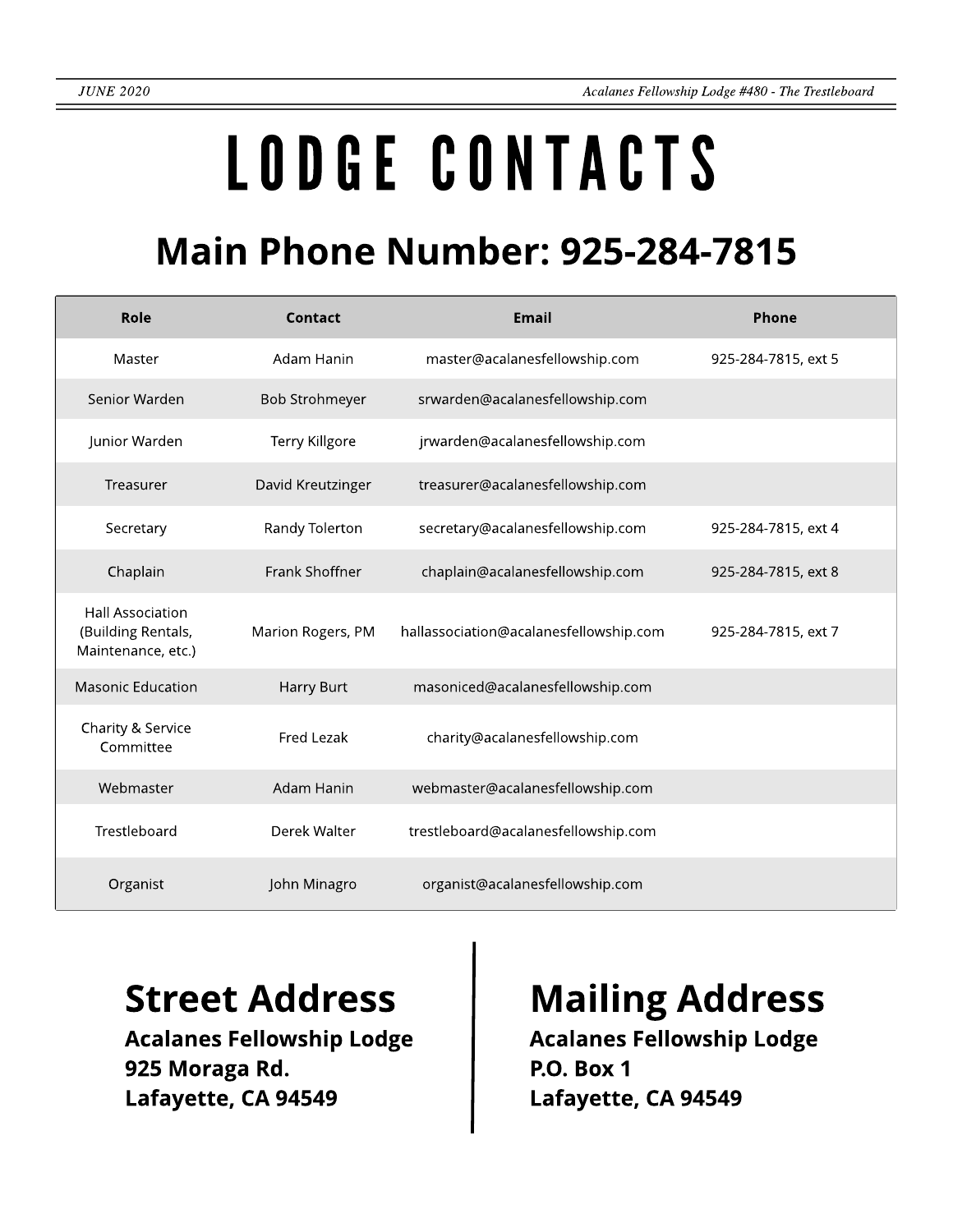# LODGE CONTACTS

## Main Phone Number: 925-284-7815

| Role | Contact | Email | Phone |
|---|---|---|---|
| Master | Adam Hanin | master@acalanesfellowship.com | 925-284-7815, ext 5 |
| Senior Warden | Bob Strohmeyer | srwarden@acalanesfellowship.com | |
| Junior Warden | Terry Killgore | jrwarden@acalanesfellowship.com | |
| Treasurer | David Kreutzinger | treasurer@acalanesfellowship.com | |
| Secretary | Randy Tolerton | secretary@acalanesfellowship.com | 925-284-7815, ext 4 |
| Chaplain | Frank Shoffner | chaplain@acalanesfellowship.com | 925-284-7815, ext 8 |
| Hall Association (Building Rentals, Maintenance, etc.) | Marion Rogers, PM | hallassociation@acalanesfellowship.com | 925-284-7815, ext 7 |
| Masonic Education | Harry Burt | masoniced@acalanesfellowship.com | |
| Charity & Service Committee | Fred Lezak | charity@acalanesfellowship.com | |
| Webmaster | Adam Hanin | webmaster@acalanesfellowship.com | |
| Trestleboard | Derek Walter | trestleboard@acalanesfellowship.com | |
| Organist | John Minagro | organist@acalanesfellowship.com | |

## Street Address

**Acalanes Fellowship Lodge**
**925 Moraga Rd.**
**Lafayette, CA 94549**

## Mailing Address

**Acalanes Fellowship Lodge**
**P.O. Box 1**
**Lafayette, CA 94549**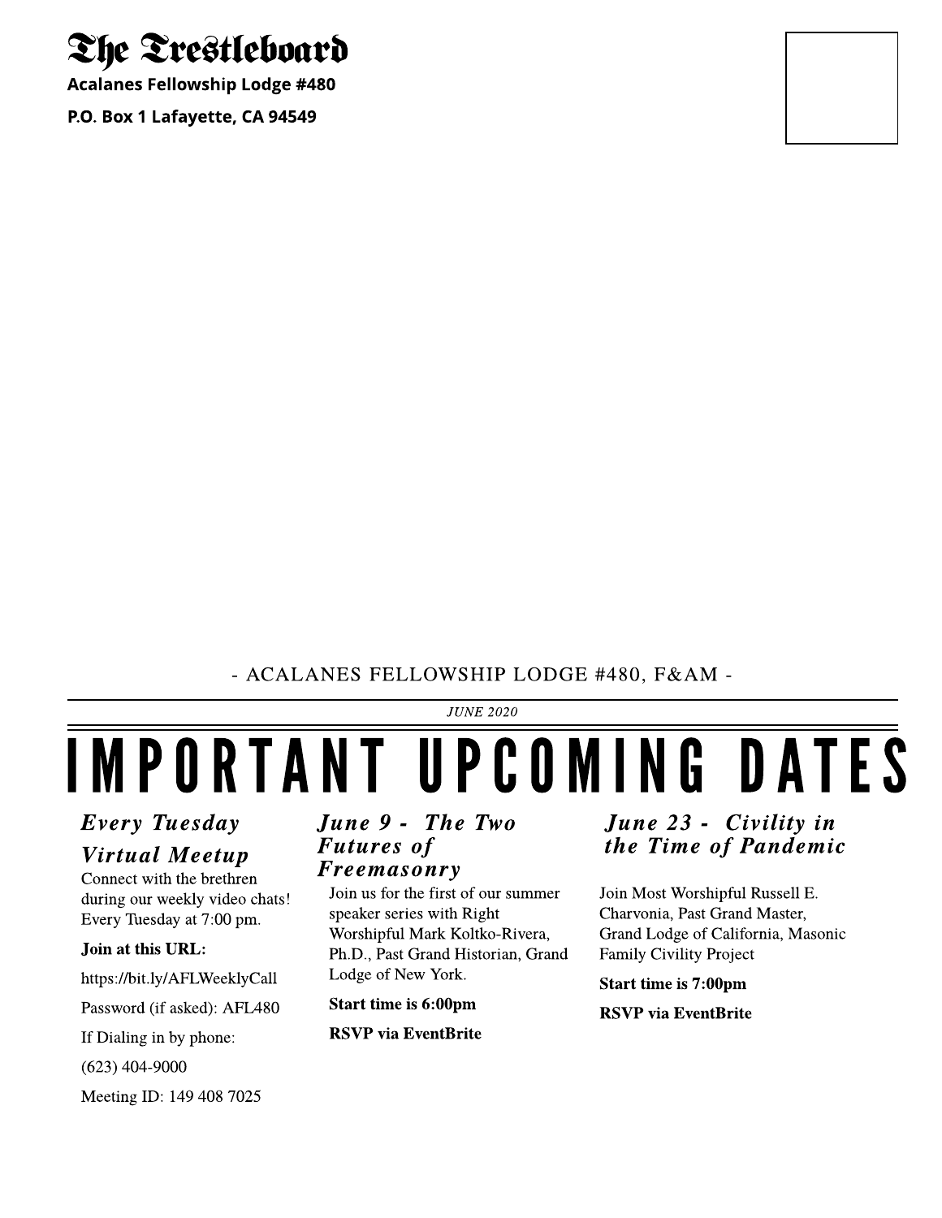# The Trestleboard

**Acalanes Fellowship Lodge #480**

**P.O. Box 1 Lafayette, CA 94549**

- ACALANES FELLOWSHIP LODGE #480, F&AM -

*JUNE 2020*

# IMPORTANT UPCOMING DATES

### *Every Tuesday Virtual Meetup*

Connect with the brethren during our weekly video chats! Every Tuesday at 7:00 pm.

**Join at this URL:**

https://bit.ly/AFLWeeklyCall

Password (if asked): AFL480

If Dialing in by phone:

(623) 404-9000

Meeting ID: 149 408 7025

### *June 9 - The Two Futures of Freemasonry*

Join us for the first of our summer speaker series with Right Worshipful Mark Koltko-Rivera, Ph.D., Past Grand Historian, Grand Lodge of New York.

**Start time is 6:00pm**

**RSVP via EventBrite**

### *June 23 - Civility in the Time of Pandemic*

Join Most Worshipful Russell E. Charvonia, Past Grand Master, Grand Lodge of California, Masonic Family Civility Project

**Start time is 7:00pm**

**RSVP via EventBrite**